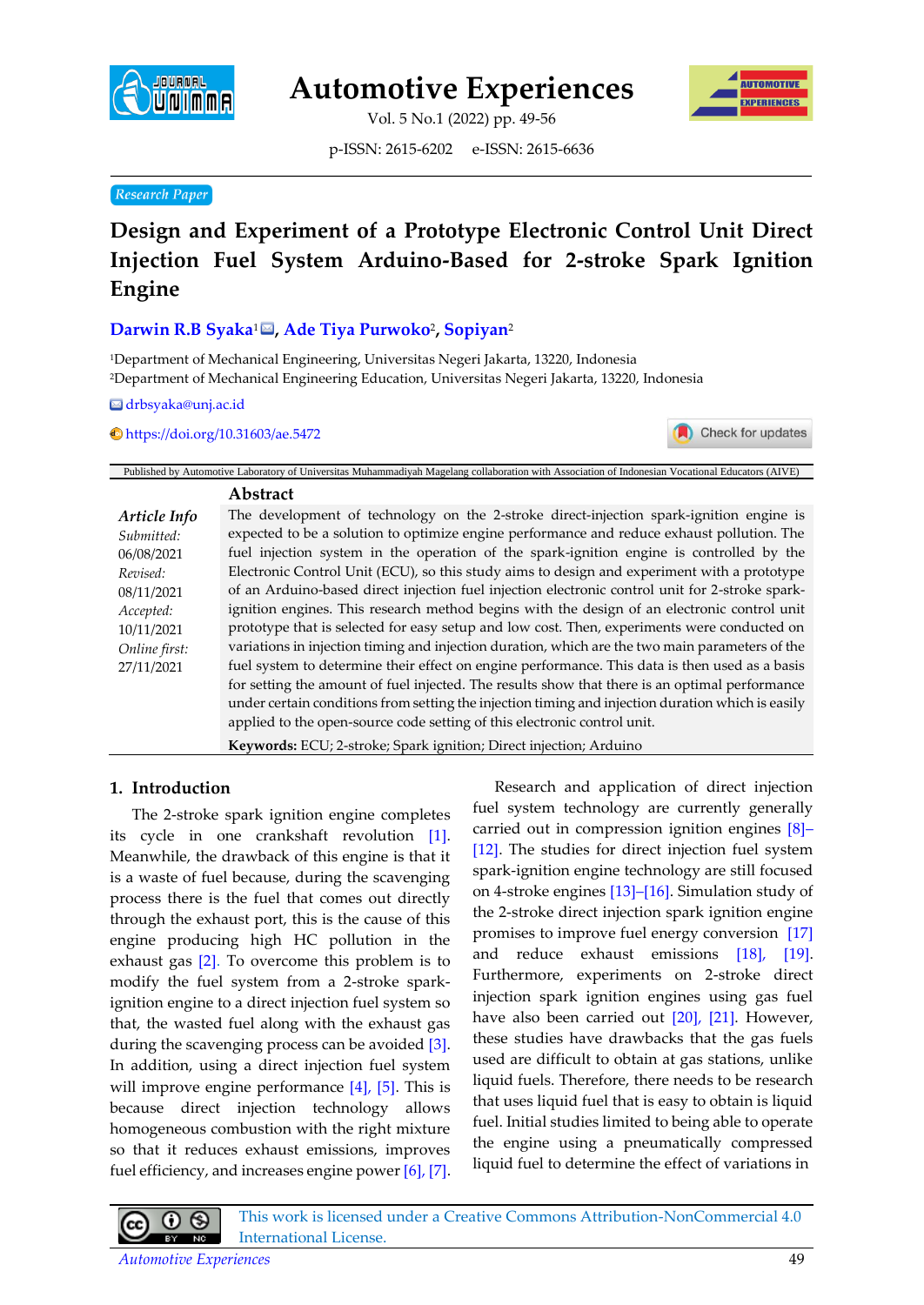Research Paper

# Design and Experiment of a Prototype Electronic Control Unit Direct Injection Fuel System Arduino-Based for 2-stroke Spark Ignition Engine

**Darwin R.B Syaka[1], Ade Tiya Purwoko[2], Sopiyan[2]**

[1]Department of Mechanical Engineering, Universitas Negeri Jakarta, 13220, Indonesia
[2]Department of Mechanical Engineering Education, Universitas Negeri Jakarta, 13220, Indonesia

drbsyaka@unj.ac.id

https://doi.org/10.31603/ae.5472

Published by Automotive Laboratory of Universitas Muhammadiyah Magelang collaboration with Association of Indonesian Vocational Educators (AIVE)

**Article Info**
*Submitted:* 06/08/2021
*Revised:* 08/11/2021
*Accepted:* 10/11/2021
*Online first:* 27/11/2021

## Abstract

The development of technology on the 2-stroke direct-injection spark-ignition engine is expected to be a solution to optimize engine performance and reduce exhaust pollution. The fuel injection system in the operation of the spark-ignition engine is controlled by the Electronic Control Unit (ECU), so this study aims to design and experiment with a prototype of an Arduino-based direct injection fuel injection electronic control unit for 2-stroke spark-ignition engines. This research method begins with the design of an electronic control unit prototype that is selected for easy setup and low cost. Then, experiments were conducted on variations in injection timing and injection duration, which are the two main parameters of the fuel system to determine their effect on engine performance. This data is then used as a basis for setting the amount of fuel injected. The results show that there is an optimal performance under certain conditions from setting the injection timing and injection duration which is easily applied to the open-source code setting of this electronic control unit.

**Keywords:** ECU; 2-stroke; Spark ignition; Direct injection; Arduino

## 1. Introduction

The 2-stroke spark ignition engine completes its cycle in one crankshaft revolution [1]. Meanwhile, the drawback of this engine is that it is a waste of fuel because, during the scavenging process there is the fuel that comes out directly through the exhaust port, this is the cause of this engine producing high HC pollution in the exhaust gas [2]. To overcome this problem is to modify the fuel system from a 2-stroke spark-ignition engine to a direct injection fuel system so that, the wasted fuel along with the exhaust gas during the scavenging process can be avoided [3]. In addition, using a direct injection fuel system will improve engine performance [4], [5]. This is because direct injection technology allows homogeneous combustion with the right mixture so that it reduces exhaust emissions, improves fuel efficiency, and increases engine power [6], [7].

Research and application of direct injection fuel system technology are currently generally carried out in compression ignition engines [8]–[12]. The studies for direct injection fuel system spark-ignition engine technology are still focused on 4-stroke engines [13]–[16]. Simulation study of the 2-stroke direct injection spark ignition engine promises to improve fuel energy conversion [17] and reduce exhaust emissions [18], [19]. Furthermore, experiments on 2-stroke direct injection spark ignition engines using gas fuel have also been carried out [20], [21]. However, these studies have drawbacks that the gas fuels used are difficult to obtain at gas stations, unlike liquid fuels. Therefore, there needs to be research that uses liquid fuel that is easy to obtain is liquid fuel. Initial studies limited to being able to operate the engine using a pneumatically compressed liquid fuel to determine the effect of variations in

This work is licensed under a Creative Commons Attribution-NonCommercial 4.0 International License.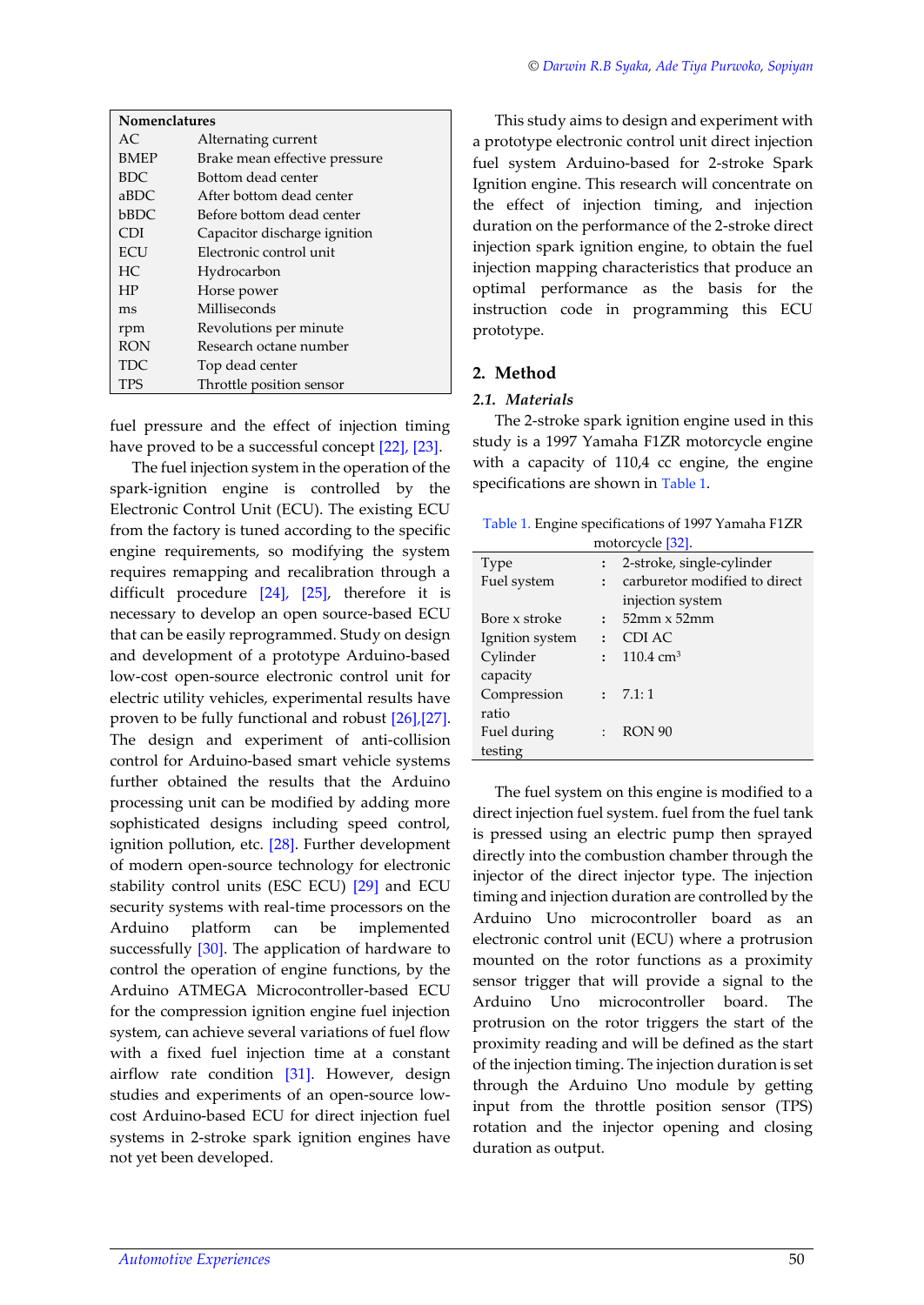| Nomenclatures | |
|---|---|
| AC | Alternating current |
| BMEP | Brake mean effective pressure |
| BDC | Bottom dead center |
| aBDC | After bottom dead center |
| bBDC | Before bottom dead center |
| CDI | Capacitor discharge ignition |
| ECU | Electronic control unit |
| HC | Hydrocarbon |
| HP | Horse power |
| ms | Milliseconds |
| rpm | Revolutions per minute |
| RON | Research octane number |
| TDC | Top dead center |
| TPS | Throttle position sensor |

fuel pressure and the effect of injection timing have proved to be a successful concept [22], [23].

The fuel injection system in the operation of the spark-ignition engine is controlled by the Electronic Control Unit (ECU). The existing ECU from the factory is tuned according to the specific engine requirements, so modifying the system requires remapping and recalibration through a difficult procedure [24], [25], therefore it is necessary to develop an open source-based ECU that can be easily reprogrammed. Study on design and development of a prototype Arduino-based low-cost open-source electronic control unit for electric utility vehicles, experimental results have proven to be fully functional and robust [26],[27]. The design and experiment of anti-collision control for Arduino-based smart vehicle systems further obtained the results that the Arduino processing unit can be modified by adding more sophisticated designs including speed control, ignition pollution, etc. [28]. Further development of modern open-source technology for electronic stability control units (ESC ECU) [29] and ECU security systems with real-time processors on the Arduino platform can be implemented successfully [30]. The application of hardware to control the operation of engine functions, by the Arduino ATMEGA Microcontroller-based ECU for the compression ignition engine fuel injection system, can achieve several variations of fuel flow with a fixed fuel injection time at a constant airflow rate condition [31]. However, design studies and experiments of an open-source low-cost Arduino-based ECU for direct injection fuel systems in 2-stroke spark ignition engines have not yet been developed.

This study aims to design and experiment with a prototype electronic control unit direct injection fuel system Arduino-based for 2-stroke Spark Ignition engine. This research will concentrate on the effect of injection timing, and injection duration on the performance of the 2-stroke direct injection spark ignition engine, to obtain the fuel injection mapping characteristics that produce an optimal performance as the basis for the instruction code in programming this ECU prototype.

## 2. Method

### 2.1. Materials

The 2-stroke spark ignition engine used in this study is a 1997 Yamaha F1ZR motorcycle engine with a capacity of 110,4 cc engine, the engine specifications are shown in Table 1.

Table 1. Engine specifications of 1997 Yamaha F1ZR motorcycle [32].

| | | |
|---|---|---|
| Type | : | 2-stroke, single-cylinder |
| Fuel system | : | carburetor modified to direct injection system |
| Bore x stroke | : | 52mm x 52mm |
| Ignition system | : | CDI AC |
| Cylinder capacity | : | 110.4 cm$^3$ |
| Compression ratio | : | 7.1: 1 |
| Fuel during testing | : | RON 90 |

The fuel system on this engine is modified to a direct injection fuel system. fuel from the fuel tank is pressed using an electric pump then sprayed directly into the combustion chamber through the injector of the direct injector type. The injection timing and injection duration are controlled by the Arduino Uno microcontroller board as an electronic control unit (ECU) where a protrusion mounted on the rotor functions as a proximity sensor trigger that will provide a signal to the Arduino Uno microcontroller board. The protrusion on the rotor triggers the start of the proximity reading and will be defined as the start of the injection timing. The injection duration is set through the Arduino Uno module by getting input from the throttle position sensor (TPS) rotation and the injector opening and closing duration as output.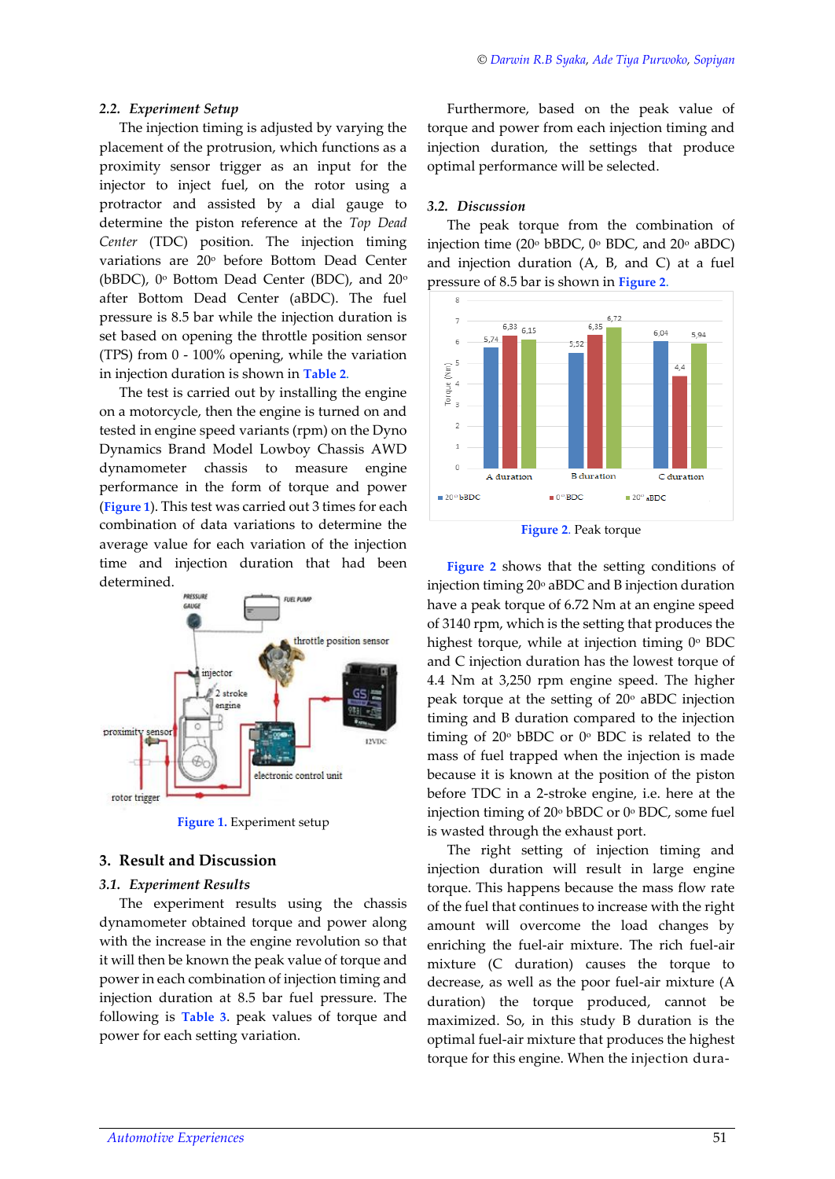### 2.2. *Experiment Setup*

The injection timing is adjusted by varying the placement of the protrusion, which functions as a proximity sensor trigger as an input for the injector to inject fuel, on the rotor using a protractor and assisted by a dial gauge to determine the piston reference at the *Top Dead Center* (TDC) position. The injection timing variations are 20° before Bottom Dead Center (bBDC), 0° Bottom Dead Center (BDC), and 20° after Bottom Dead Center (aBDC). The fuel pressure is 8.5 bar while the injection duration is set based on opening the throttle position sensor (TPS) from 0 - 100% opening, while the variation in injection duration is shown in Table 2.

The test is carried out by installing the engine on a motorcycle, then the engine is turned on and tested in engine speed variants (rpm) on the Dyno Dynamics Brand Model Lowboy Chassis AWD dynamometer chassis to measure engine performance in the form of torque and power (Figure 1). This test was carried out 3 times for each combination of data variations to determine the average value for each variation of the injection time and injection duration that had been determined.

Figure 1. Experiment setup

## 3. Result and Discussion

### 3.1. *Experiment Results*

The experiment results using the chassis dynamometer obtained torque and power along with the increase in the engine revolution so that it will then be known the peak value of torque and power in each combination of injection timing and injection duration at 8.5 bar fuel pressure. The following is Table 3. peak values of torque and power for each setting variation.

Furthermore, based on the peak value of torque and power from each injection timing and injection duration, the settings that produce optimal performance will be selected.

### 3.2. *Discussion*

The peak torque from the combination of injection time (20° bBDC, 0° BDC, and 20° aBDC) and injection duration (A, B, and C) at a fuel pressure of 8.5 bar is shown in Figure 2.

Figure 2. Peak torque

Figure 2 shows that the setting conditions of injection timing 20° aBDC and B injection duration have a peak torque of 6.72 Nm at an engine speed of 3140 rpm, which is the setting that produces the highest torque, while at injection timing 0° BDC and C injection duration has the lowest torque of 4.4 Nm at 3,250 rpm engine speed. The higher peak torque at the setting of 20° aBDC injection timing and B duration compared to the injection timing of 20° bBDC or 0° BDC is related to the mass of fuel trapped when the injection is made because it is known at the position of the piston before TDC in a 2-stroke engine, i.e. here at the injection timing of 20° bBDC or 0° BDC, some fuel is wasted through the exhaust port.

The right setting of injection timing and injection duration will result in large engine torque. This happens because the mass flow rate of the fuel that continues to increase with the right amount will overcome the load changes by enriching the fuel-air mixture. The rich fuel-air mixture (C duration) causes the torque to decrease, as well as the poor fuel-air mixture (A duration) the torque produced, cannot be maximized. So, in this study B duration is the optimal fuel-air mixture that produces the highest torque for this engine. When the injection dura-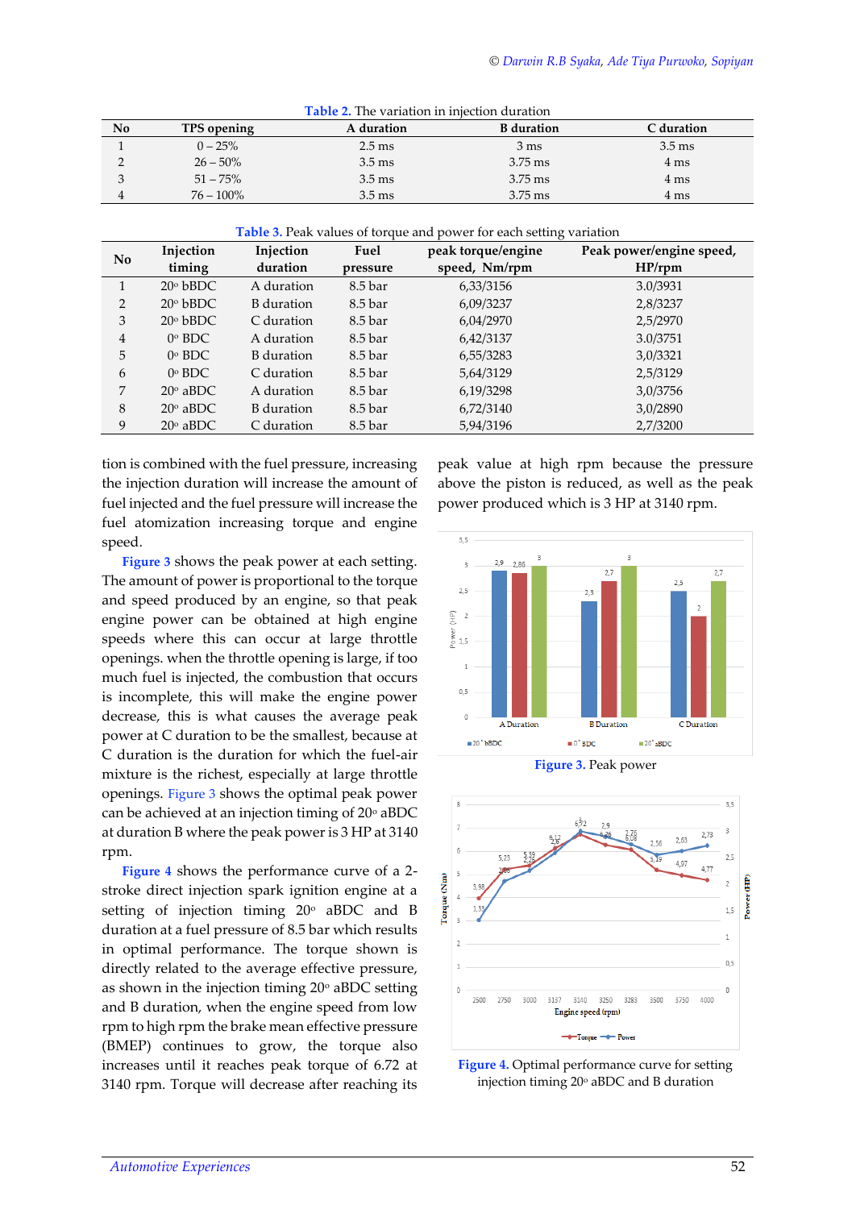**Table 2.** The variation in injection duration

| No | TPS opening | A duration | B duration | C duration |
|---|---|---|---|---|
| 1 | 0 – 25% | 2.5 ms | 3 ms | 3.5 ms |
| 2 | 26 – 50% | 3.5 ms | 3.75 ms | 4 ms |
| 3 | 51 – 75% | 3.5 ms | 3.75 ms | 4 ms |
| 4 | 76 – 100% | 3.5 ms | 3.75 ms | 4 ms |

**Table 3.** Peak values of torque and power for each setting variation

| No | Injection timing | Injection duration | Fuel pressure | peak torque/engine speed, Nm/rpm | Peak power/engine speed, HP/rpm |
|---|---|---|---|---|---|
| 1 | 20° bBDC | A duration | 8.5 bar | 6,33/3156 | 3.0/3931 |
| 2 | 20° bBDC | B duration | 8.5 bar | 6,09/3237 | 2,8/3237 |
| 3 | 20° bBDC | C duration | 8.5 bar | 6,04/2970 | 2,5/2970 |
| 4 | 0° BDC | A duration | 8.5 bar | 6,42/3137 | 3.0/3751 |
| 5 | 0° BDC | B duration | 8.5 bar | 6,55/3283 | 3,0/3321 |
| 6 | 0° BDC | C duration | 8.5 bar | 5,64/3129 | 2,5/3129 |
| 7 | 20° aBDC | A duration | 8.5 bar | 6,19/3298 | 3,0/3756 |
| 8 | 20° aBDC | B duration | 8.5 bar | 6,72/3140 | 3,0/2890 |
| 9 | 20° aBDC | C duration | 8.5 bar | 5,94/3196 | 2,7/3200 |

tion is combined with the fuel pressure, increasing the injection duration will increase the amount of fuel injected and the fuel pressure will increase the fuel atomization increasing torque and engine speed.

Figure 3 shows the peak power at each setting. The amount of power is proportional to the torque and speed produced by an engine, so that peak engine power can be obtained at high engine speeds where this can occur at large throttle openings. when the throttle opening is large, if too much fuel is injected, the combustion that occurs is incomplete, this will make the engine power decrease, this is what causes the average peak power at C duration to be the smallest, because at C duration is the duration for which the fuel-air mixture is the richest, especially at large throttle openings. Figure 3 shows the optimal peak power can be achieved at an injection timing of 20° aBDC at duration B where the peak power is 3 HP at 3140 rpm.

Figure 4 shows the performance curve of a 2-stroke direct injection spark ignition engine at a setting of injection timing 20° aBDC and B duration at a fuel pressure of 8.5 bar which results in optimal performance. The torque shown is directly related to the average effective pressure, as shown in the injection timing 20° aBDC setting and B duration, when the engine speed from low rpm to high rpm the brake mean effective pressure (BMEP) continues to grow, the torque also increases until it reaches peak torque of 6.72 at 3140 rpm. Torque will decrease after reaching its peak value at high rpm because the pressure above the piston is reduced, as well as the peak power produced which is 3 HP at 3140 rpm.

**Figure 3.** Peak power

**Figure 4.** Optimal performance curve for setting injection timing 20° aBDC and B duration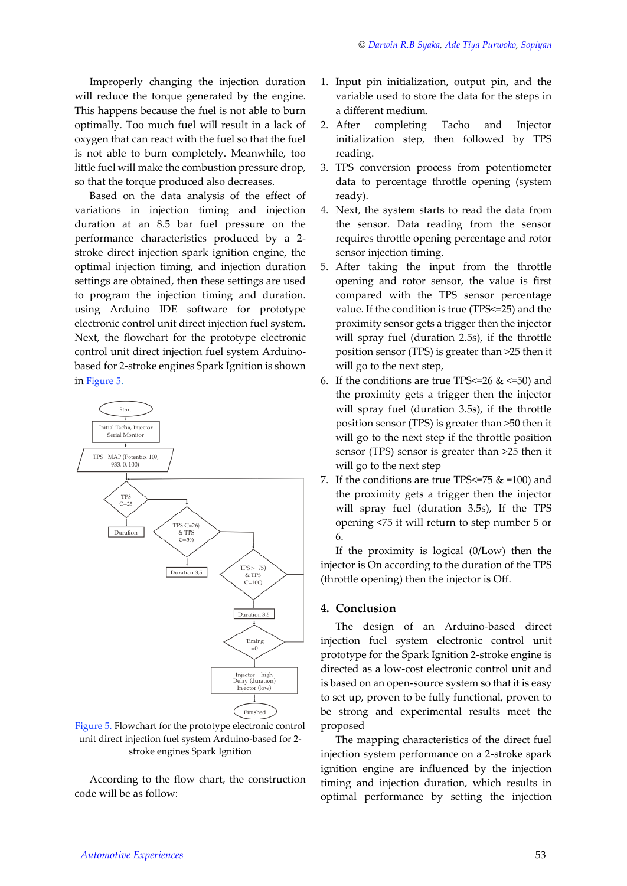Improperly changing the injection duration will reduce the torque generated by the engine. This happens because the fuel is not able to burn optimally. Too much fuel will result in a lack of oxygen that can react with the fuel so that the fuel is not able to burn completely. Meanwhile, too little fuel will make the combustion pressure drop, so that the torque produced also decreases.

Based on the data analysis of the effect of variations in injection timing and injection duration at an 8.5 bar fuel pressure on the performance characteristics produced by a 2-stroke direct injection spark ignition engine, the optimal injection timing, and injection duration settings are obtained, then these settings are used to program the injection timing and duration. using Arduino IDE software for prototype electronic control unit direct injection fuel system. Next, the flowchart for the prototype electronic control unit direct injection fuel system Arduino-based for 2-stroke engines Spark Ignition is shown in Figure 5.

Figure 5. Flowchart for the prototype electronic control unit direct injection fuel system Arduino-based for 2-stroke engines Spark Ignition

According to the flow chart, the construction code will be as follow:

1. Input pin initialization, output pin, and the variable used to store the data for the steps in a different medium.
2. After completing Tacho and Injector initialization step, then followed by TPS reading.
3. TPS conversion process from potentiometer data to percentage throttle opening (system ready).
4. Next, the system starts to read the data from the sensor. Data reading from the sensor requires throttle opening percentage and rotor sensor injection timing.
5. After taking the input from the throttle opening and rotor sensor, the value is first compared with the TPS sensor percentage value. If the condition is true (TPS<=25) and the proximity sensor gets a trigger then the injector will spray fuel (duration 2.5s), if the throttle position sensor (TPS) is greater than >25 then it will go to the next step,
6. If the conditions are true TPS<=26 & <=50) and the proximity gets a trigger then the injector will spray fuel (duration 3.5s), if the throttle position sensor (TPS) is greater than >50 then it will go to the next step if the throttle position sensor (TPS) sensor is greater than >25 then it will go to the next step
7. If the conditions are true TPS<=75 & =100) and the proximity gets a trigger then the injector will spray fuel (duration 3.5s), If the TPS opening <75 it will return to step number 5 or 6.

   If the proximity is logical (0/Low) then the injector is On according to the duration of the TPS (throttle opening) then the injector is Off.

## 4. Conclusion

The design of an Arduino-based direct injection fuel system electronic control unit prototype for the Spark Ignition 2-stroke engine is directed as a low-cost electronic control unit and is based on an open-source system so that it is easy to set up, proven to be fully functional, proven to be strong and experimental results meet the proposed

The mapping characteristics of the direct fuel injection system performance on a 2-stroke spark ignition engine are influenced by the injection timing and injection duration, which results in optimal performance by setting the injection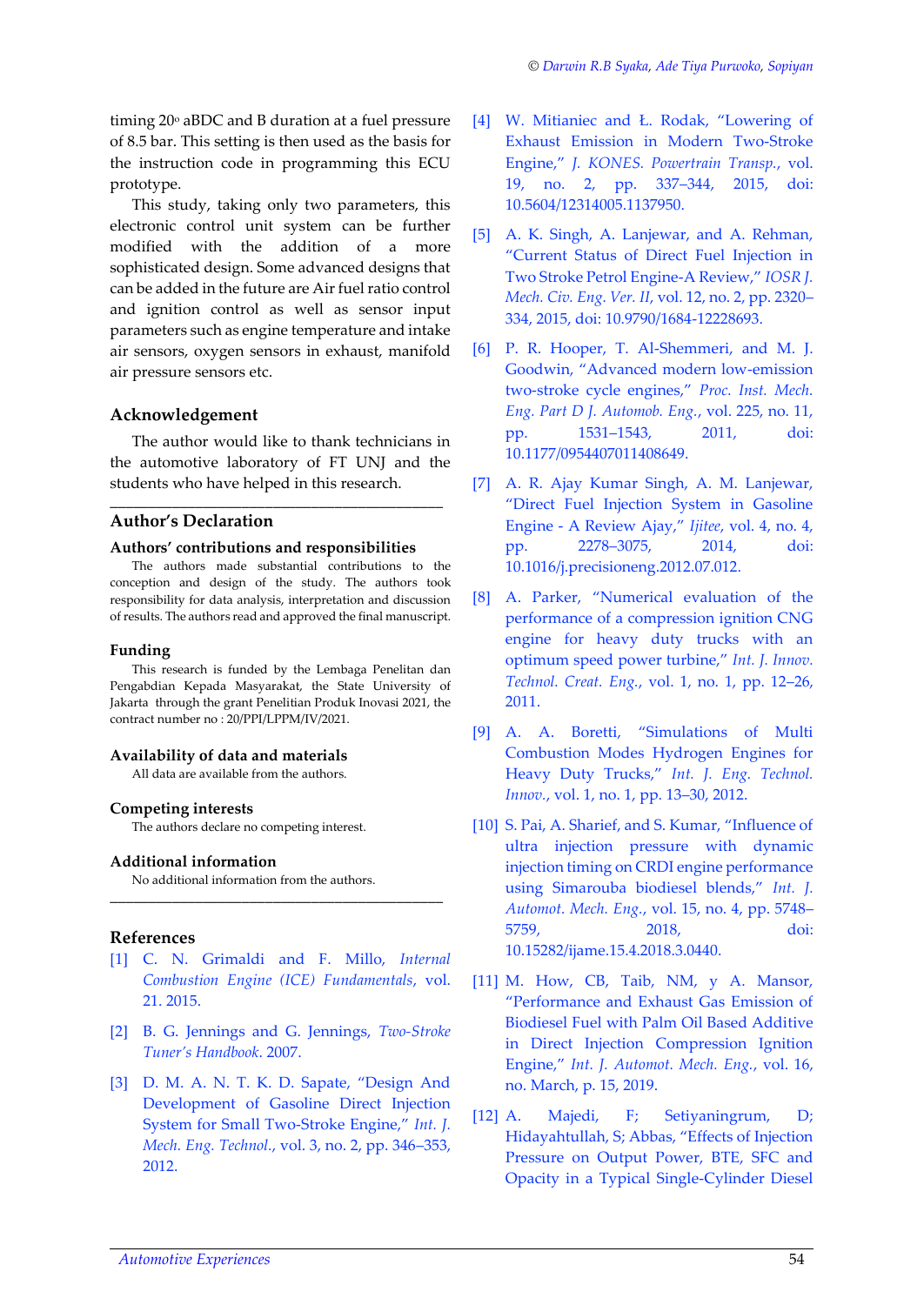timing 20º aBDC and B duration at a fuel pressure of 8.5 bar. This setting is then used as the basis for the instruction code in programming this ECU prototype.

This study, taking only two parameters, this electronic control unit system can be further modified with the addition of a more sophisticated design. Some advanced designs that can be added in the future are Air fuel ratio control and ignition control as well as sensor input parameters such as engine temperature and intake air sensors, oxygen sensors in exhaust, manifold air pressure sensors etc.

## Acknowledgement

The author would like to thank technicians in the automotive laboratory of FT UNJ and the students who have helped in this research.

---

## Author's Declaration

### Authors' contributions and responsibilities

The authors made substantial contributions to the conception and design of the study. The authors took responsibility for data analysis, interpretation and discussion of results. The authors read and approved the final manuscript.

### Funding

This research is funded by the Lembaga Penelitan dan Pengabdian Kepada Masyarakat, the State University of Jakarta through the grant Penelitian Produk Inovasi 2021, the contract number no : 20/PPI/LPPM/IV/2021.

### Availability of data and materials

All data are available from the authors.

### Competing interests

The authors declare no competing interest.

### Additional information

No additional information from the authors.

---

## References

[1] C. N. Grimaldi and F. Millo, *Internal Combustion Engine (ICE) Fundamentals*, vol. 21. 2015.

[2] B. G. Jennings and G. Jennings, *Two-Stroke Tuner's Handbook*. 2007.

[3] D. M. A. N. T. K. D. Sapate, "Design And Development of Gasoline Direct Injection System for Small Two-Stroke Engine," *Int. J. Mech. Eng. Technol.*, vol. 3, no. 2, pp. 346–353, 2012.

[4] W. Mitianiec and Ł. Rodak, "Lowering of Exhaust Emission in Modern Two-Stroke Engine," *J. KONES. Powertrain Transp.*, vol. 19, no. 2, pp. 337–344, 2015, doi: 10.5604/12314005.1137950.

[5] A. K. Singh, A. Lanjewar, and A. Rehman, "Current Status of Direct Fuel Injection in Two Stroke Petrol Engine-A Review," *IOSR J. Mech. Civ. Eng. Ver. II*, vol. 12, no. 2, pp. 2320–334, 2015, doi: 10.9790/1684-12228693.

[6] P. R. Hooper, T. Al-Shemmeri, and M. J. Goodwin, "Advanced modern low-emission two-stroke cycle engines," *Proc. Inst. Mech. Eng. Part D J. Automob. Eng.*, vol. 225, no. 11, pp. 1531–1543, 2011, doi: 10.1177/0954407011408649.

[7] A. R. Ajay Kumar Singh, A. M. Lanjewar, "Direct Fuel Injection System in Gasoline Engine - A Review Ajay," *Ijitee*, vol. 4, no. 4, pp. 2278–3075, 2014, doi: 10.1016/j.precisioneng.2012.07.012.

[8] A. Parker, "Numerical evaluation of the performance of a compression ignition CNG engine for heavy duty trucks with an optimum speed power turbine," *Int. J. Innov. Technol. Creat. Eng.*, vol. 1, no. 1, pp. 12–26, 2011.

[9] A. A. Boretti, "Simulations of Multi Combustion Modes Hydrogen Engines for Heavy Duty Trucks," *Int. J. Eng. Technol. Innov.*, vol. 1, no. 1, pp. 13–30, 2012.

[10] S. Pai, A. Sharief, and S. Kumar, "Influence of ultra injection pressure with dynamic injection timing on CRDI engine performance using Simarouba biodiesel blends," *Int. J. Automot. Mech. Eng.*, vol. 15, no. 4, pp. 5748–5759, 2018, doi: 10.15282/ijame.15.4.2018.3.0440.

[11] M. How, CB, Taib, NM, y A. Mansor, "Performance and Exhaust Gas Emission of Biodiesel Fuel with Palm Oil Based Additive in Direct Injection Compression Ignition Engine," *Int. J. Automot. Mech. Eng.*, vol. 16, no. March, p. 15, 2019.

[12] A. Majedi, F; Setiyaningrum, D; Hidayahtullah, S; Abbas, "Effects of Injection Pressure on Output Power, BTE, SFC and Opacity in a Typical Single-Cylinder Diesel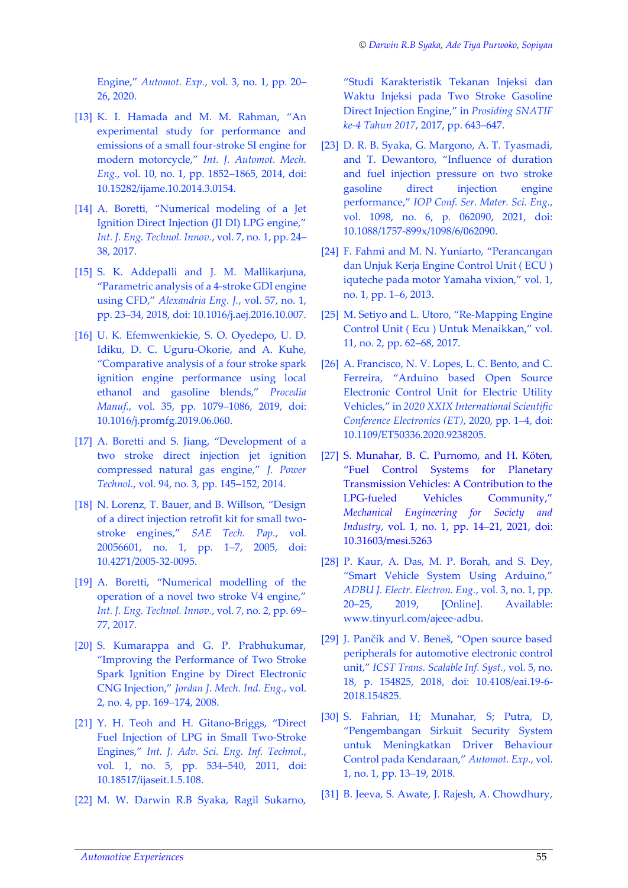Engine," *Automot. Exp.*, vol. 3, no. 1, pp. 20–26, 2020.

[13] K. I. Hamada and M. M. Rahman, "An experimental study for performance and emissions of a small four-stroke SI engine for modern motorcycle," *Int. J. Automot. Mech. Eng.*, vol. 10, no. 1, pp. 1852–1865, 2014, doi: 10.15282/ijame.10.2014.3.0154.

[14] A. Boretti, "Numerical modeling of a Jet Ignition Direct Injection (JI DI) LPG engine," *Int. J. Eng. Technol. Innov.*, vol. 7, no. 1, pp. 24–38, 2017.

[15] S. K. Addepalli and J. M. Mallikarjuna, "Parametric analysis of a 4-stroke GDI engine using CFD," *Alexandria Eng. J.*, vol. 57, no. 1, pp. 23–34, 2018, doi: 10.1016/j.aej.2016.10.007.

[16] U. K. Efemwenkiekie, S. O. Oyedepo, U. D. Idiku, D. C. Uguru-Okorie, and A. Kuhe, "Comparative analysis of a four stroke spark ignition engine performance using local ethanol and gasoline blends," *Procedia Manuf.*, vol. 35, pp. 1079–1086, 2019, doi: 10.1016/j.promfg.2019.06.060.

[17] A. Boretti and S. Jiang, "Development of a two stroke direct injection jet ignition compressed natural gas engine," *J. Power Technol.*, vol. 94, no. 3, pp. 145–152, 2014.

[18] N. Lorenz, T. Bauer, and B. Willson, "Design of a direct injection retrofit kit for small two-stroke engines," *SAE Tech. Pap.*, vol. 20056601, no. 1, pp. 1–7, 2005, doi: 10.4271/2005-32-0095.

[19] A. Boretti, "Numerical modelling of the operation of a novel two stroke V4 engine," *Int. J. Eng. Technol. Innov.*, vol. 7, no. 2, pp. 69–77, 2017.

[20] S. Kumarappa and G. P. Prabhukumar, "Improving the Performance of Two Stroke Spark Ignition Engine by Direct Electronic CNG Injection," *Jordan J. Mech. Ind. Eng.*, vol. 2, no. 4, pp. 169–174, 2008.

[21] Y. H. Teoh and H. Gitano-Briggs, "Direct Fuel Injection of LPG in Small Two-Stroke Engines," *Int. J. Adv. Sci. Eng. Inf. Technol.*, vol. 1, no. 5, pp. 534–540, 2011, doi: 10.18517/ijaseit.1.5.108.

[22] M. W. Darwin R.B Syaka, Ragil Sukarno, "Studi Karakteristik Tekanan Injeksi dan Waktu Injeksi pada Two Stroke Gasoline Direct Injection Engine," in *Prosiding SNATIF ke-4 Tahun 2017*, 2017, pp. 643–647.

[23] D. R. B. Syaka, G. Margono, A. T. Tyasmadi, and T. Dewantoro, "Influence of duration and fuel injection pressure on two stroke gasoline direct injection engine performance," *IOP Conf. Ser. Mater. Sci. Eng.*, vol. 1098, no. 6, p. 062090, 2021, doi: 10.1088/1757-899x/1098/6/062090.

[24] F. Fahmi and M. N. Yuniarto, "Perancangan dan Unjuk Kerja Engine Control Unit ( ECU ) iquteche pada motor Yamaha vixion," vol. 1, no. 1, pp. 1–6, 2013.

[25] M. Setiyo and L. Utoro, "Re-Mapping Engine Control Unit ( Ecu ) Untuk Menaikkan," vol. 11, no. 2, pp. 62–68, 2017.

[26] A. Francisco, N. V. Lopes, L. C. Bento, and C. Ferreira, "Arduino based Open Source Electronic Control Unit for Electric Utility Vehicles," in *2020 XXIX International Scientific Conference Electronics (ET)*, 2020, pp. 1–4, doi: 10.1109/ET50336.2020.9238205.

[27] S. Munahar, B. C. Purnomo, and H. Köten, "Fuel Control Systems for Planetary Transmission Vehicles: A Contribution to the LPG-fueled Vehicles Community," *Mechanical Engineering for Society and Industry*, vol. 1, no. 1, pp. 14–21, 2021, doi: 10.31603/mesi.5263

[28] P. Kaur, A. Das, M. P. Borah, and S. Dey, "Smart Vehicle System Using Arduino," *ADBU J. Electr. Electron. Eng.*, vol. 3, no. 1, pp. 20–25, 2019, [Online]. Available: www.tinyurl.com/ajeee-adbu.

[29] J. Pančík and V. Beneš, "Open source based peripherals for automotive electronic control unit," *ICST Trans. Scalable Inf. Syst.*, vol. 5, no. 18, p. 154825, 2018, doi: 10.4108/eai.19-6-2018.154825.

[30] S. Fahrian, H; Munahar, S; Putra, D, "Pengembangan Sirkuit Security System untuk Meningkatkan Driver Behaviour Control pada Kendaraan," *Automot. Exp.*, vol. 1, no. 1, pp. 13–19, 2018.

[31] B. Jeeva, S. Awate, J. Rajesh, A. Chowdhury,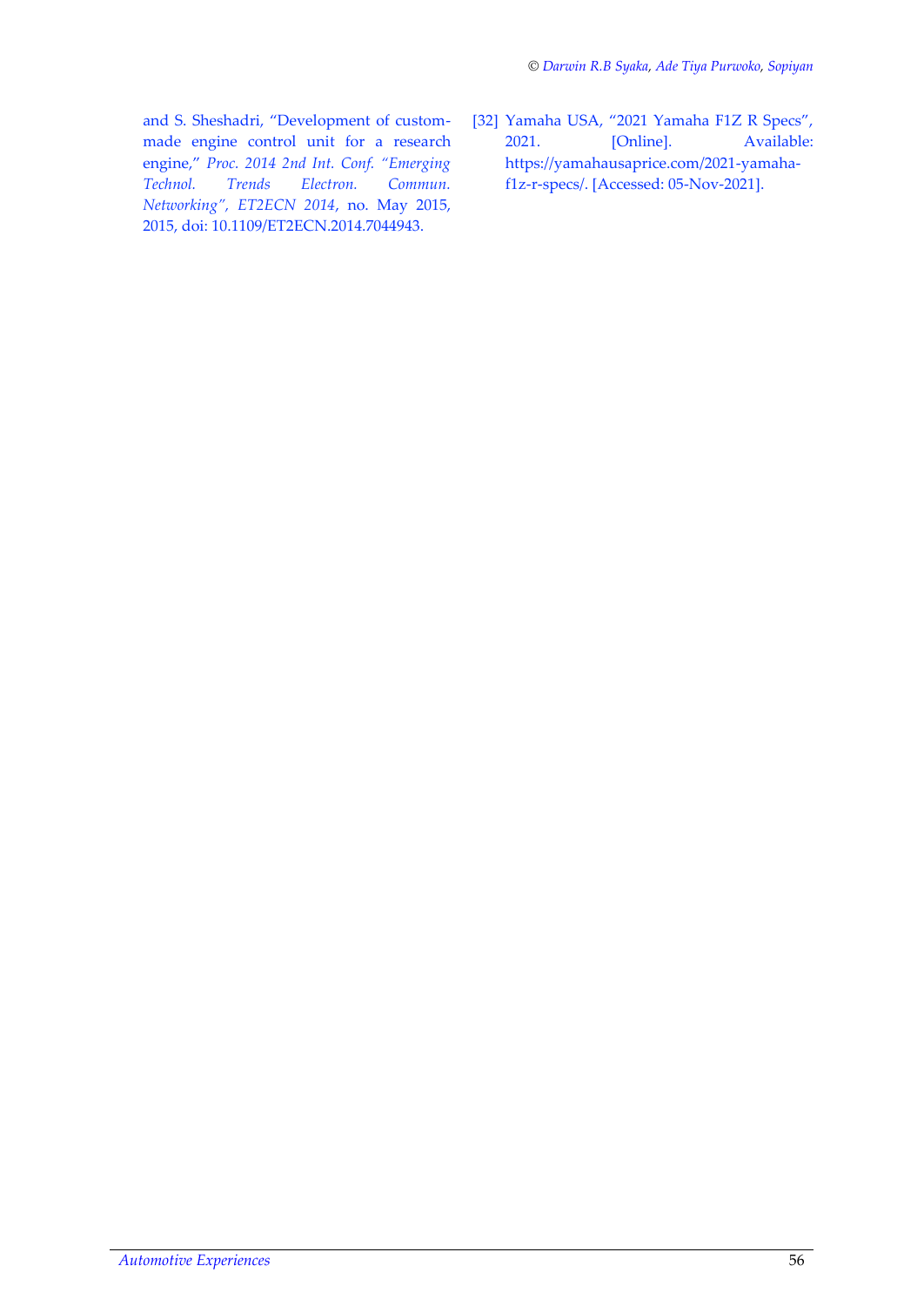and S. Sheshadri, "Development of custom-made engine control unit for a research engine," *Proc. 2014 2nd Int. Conf. "Emerging Technol. Trends Electron. Commun. Networking", ET2ECN 2014*, no. May 2015, 2015, doi: 10.1109/ET2ECN.2014.7044943.

[32] Yamaha USA, "2021 Yamaha F1Z R Specs", 2021. [Online]. Available: https://yamahausaprice.com/2021-yamaha-f1z-r-specs/. [Accessed: 05-Nov-2021].